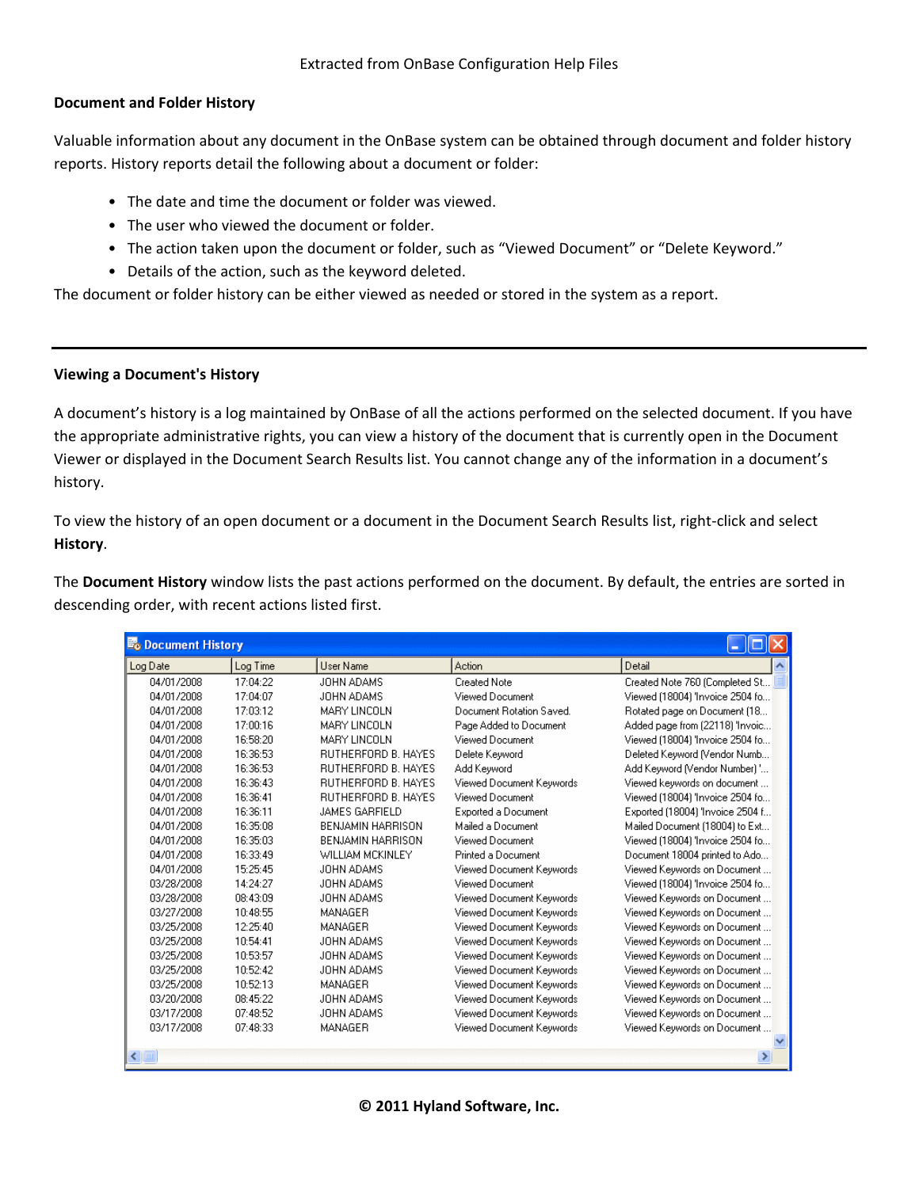Extracted from OnBase Configuration Help Files

## Document and Folder History

Valuable information about any document in the OnBase system can be obtained through document and folder history reports. History reports detail the following about a document or folder:

- The date and time the document or folder was viewed.
- The user who viewed the document or folder.
- The action taken upon the document or folder, such as "Viewed Document" or "Delete Keyword."
- Details of the action, such as the keyword deleted.

The document or folder history can be either viewed as needed or stored in the system as a report.

---

## Viewing a Document's History

A document's history is a log maintained by OnBase of all the actions performed on the selected document. If you have the appropriate administrative rights, you can view a history of the document that is currently open in the Document Viewer or displayed in the Document Search Results list. You cannot change any of the information in a document's history.

To view the history of an open document or a document in the Document Search Results list, right-click and select **History**.

The **Document History** window lists the past actions performed on the document. By default, the entries are sorted in descending order, with recent actions listed first.

**Document History**

| Log Date | Log Time | User Name | Action | Detail |
|---|---|---|---|---|
| 04/01/2008 | 17:04:22 | JOHN ADAMS | Created Note | Created Note 760 (Completed St... |
| 04/01/2008 | 17:04:07 | JOHN ADAMS | Viewed Document | Viewed (18004) 'Invoice 2504 fo... |
| 04/01/2008 | 17:03:12 | MARY LINCOLN | Document Rotation Saved. | Rotated page on Document (18... |
| 04/01/2008 | 17:00:16 | MARY LINCOLN | Page Added to Document | Added page from (22118) 'Invoic... |
| 04/01/2008 | 16:58:20 | MARY LINCOLN | Viewed Document | Viewed (18004) 'Invoice 2504 fo... |
| 04/01/2008 | 16:36:53 | RUTHERFORD B. HAYES | Delete Keyword | Deleted Keyword (Vendor Numb... |
| 04/01/2008 | 16:36:53 | RUTHERFORD B. HAYES | Add Keyword | Add Keyword (Vendor Number) '... |
| 04/01/2008 | 16:36:43 | RUTHERFORD B. HAYES | Viewed Document Keywords | Viewed keywords on document ... |
| 04/01/2008 | 16:36:41 | RUTHERFORD B. HAYES | Viewed Document | Viewed (18004) 'Invoice 2504 fo... |
| 04/01/2008 | 16:36:11 | JAMES GARFIELD | Exported a Document | Exported (18004) 'Invoice 2504 f... |
| 04/01/2008 | 16:35:08 | BENJAMIN HARRISON | Mailed a Document | Mailed Document (18004) to Ext... |
| 04/01/2008 | 16:35:03 | BENJAMIN HARRISON | Viewed Document | Viewed (18004) 'Invoice 2504 fo... |
| 04/01/2008 | 16:33:49 | WILLIAM MCKINLEY | Printed a Document | Document 18004 printed to Ado... |
| 04/01/2008 | 15:25:45 | JOHN ADAMS | Viewed Document Keywords | Viewed Keywords on Document ... |
| 03/28/2008 | 14:24:27 | JOHN ADAMS | Viewed Document | Viewed (18004) 'Invoice 2504 fo... |
| 03/28/2008 | 08:43:09 | JOHN ADAMS | Viewed Document Keywords | Viewed Keywords on Document ... |
| 03/27/2008 | 10:48:55 | MANAGER | Viewed Document Keywords | Viewed Keywords on Document ... |
| 03/25/2008 | 12:25:40 | MANAGER | Viewed Document Keywords | Viewed Keywords on Document ... |
| 03/25/2008 | 10:54:41 | JOHN ADAMS | Viewed Document Keywords | Viewed Keywords on Document ... |
| 03/25/2008 | 10:53:57 | JOHN ADAMS | Viewed Document Keywords | Viewed Keywords on Document ... |
| 03/25/2008 | 10:52:42 | JOHN ADAMS | Viewed Document Keywords | Viewed Keywords on Document ... |
| 03/25/2008 | 10:52:13 | MANAGER | Viewed Document Keywords | Viewed Keywords on Document ... |
| 03/20/2008 | 08:45:22 | JOHN ADAMS | Viewed Document Keywords | Viewed Keywords on Document ... |
| 03/17/2008 | 07:48:52 | JOHN ADAMS | Viewed Document Keywords | Viewed Keywords on Document ... |
| 03/17/2008 | 07:48:33 | MANAGER | Viewed Document Keywords | Viewed Keywords on Document ... |

**© 2011 Hyland Software, Inc.**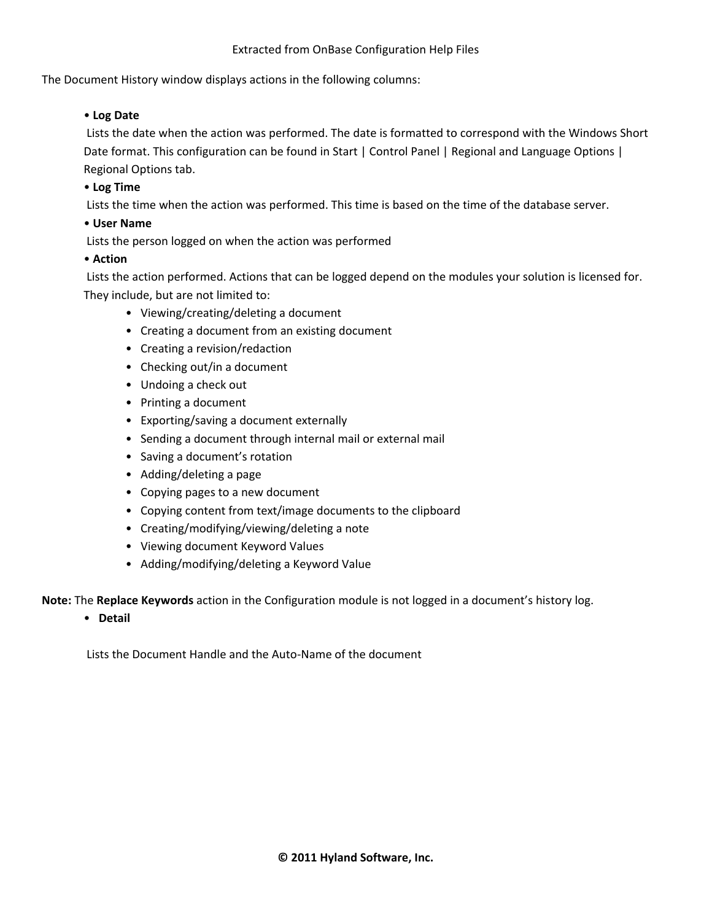The Document History window displays actions in the following columns:

- **Log Date**
  Lists the date when the action was performed. The date is formatted to correspond with the Windows Short Date format. This configuration can be found in Start | Control Panel | Regional and Language Options | Regional Options tab.
- **Log Time**
  Lists the time when the action was performed. This time is based on the time of the database server.
- **User Name**
  Lists the person logged on when the action was performed
- **Action**
  Lists the action performed. Actions that can be logged depend on the modules your solution is licensed for. They include, but are not limited to:
  - Viewing/creating/deleting a document
  - Creating a document from an existing document
  - Creating a revision/redaction
  - Checking out/in a document
  - Undoing a check out
  - Printing a document
  - Exporting/saving a document externally
  - Sending a document through internal mail or external mail
  - Saving a document's rotation
  - Adding/deleting a page
  - Copying pages to a new document
  - Copying content from text/image documents to the clipboard
  - Creating/modifying/viewing/deleting a note
  - Viewing document Keyword Values
  - Adding/modifying/deleting a Keyword Value

**Note:** The **Replace Keywords** action in the Configuration module is not logged in a document's history log.

- **Detail**

  Lists the Document Handle and the Auto-Name of the document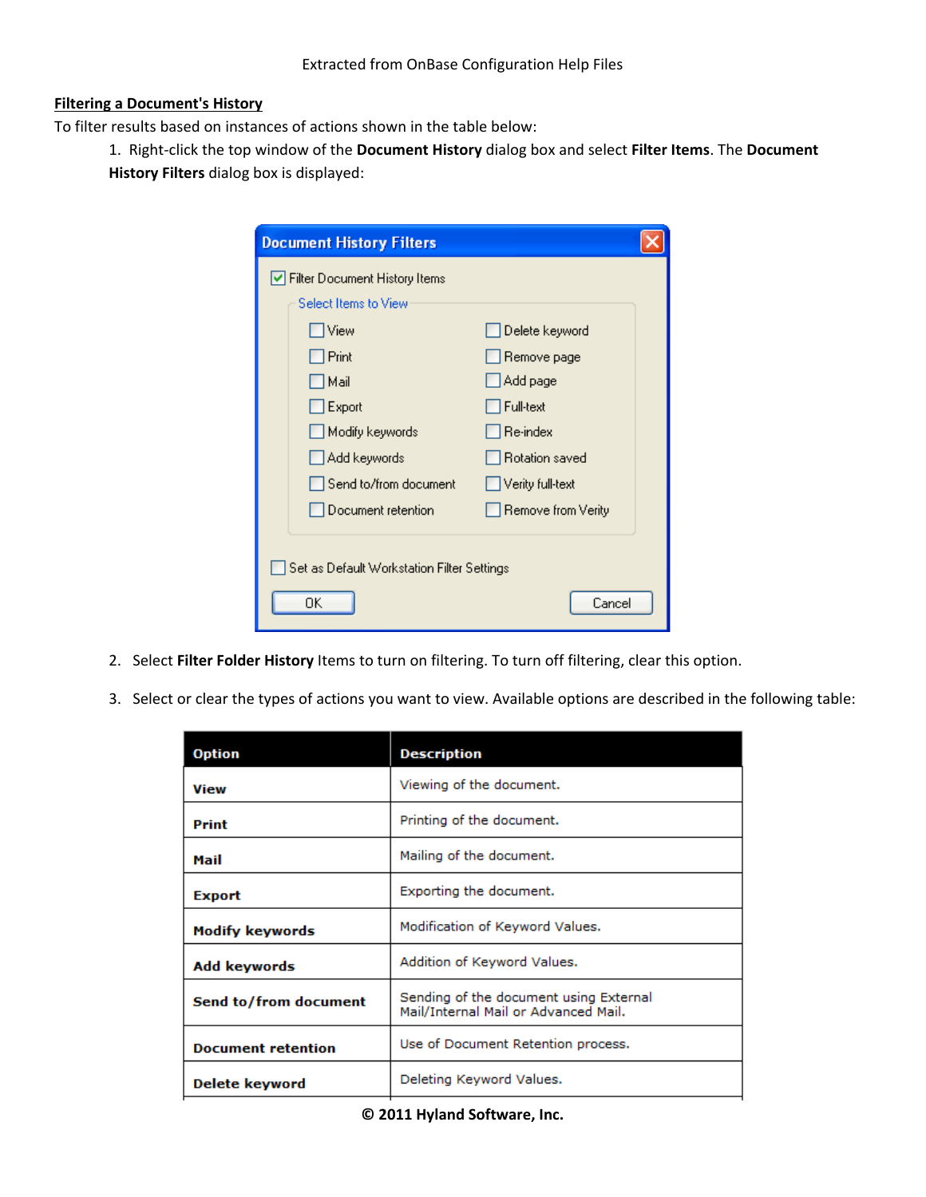**Filtering a Document's History**

To filter results based on instances of actions shown in the table below:

1. Right-click the top window of the **Document History** dialog box and select **Filter Items**. The **Document History Filters** dialog box is displayed:

2. Select **Filter Folder History** Items to turn on filtering. To turn off filtering, clear this option.

3. Select or clear the types of actions you want to view. Available options are described in the following table:

| Option | Description |
|---|---|
| **View** | Viewing of the document. |
| **Print** | Printing of the document. |
| **Mail** | Mailing of the document. |
| **Export** | Exporting the document. |
| **Modify keywords** | Modification of Keyword Values. |
| **Add keywords** | Addition of Keyword Values. |
| **Send to/from document** | Sending of the document using External Mail/Internal Mail or Advanced Mail. |
| **Document retention** | Use of Document Retention process. |
| **Delete keyword** | Deleting Keyword Values. |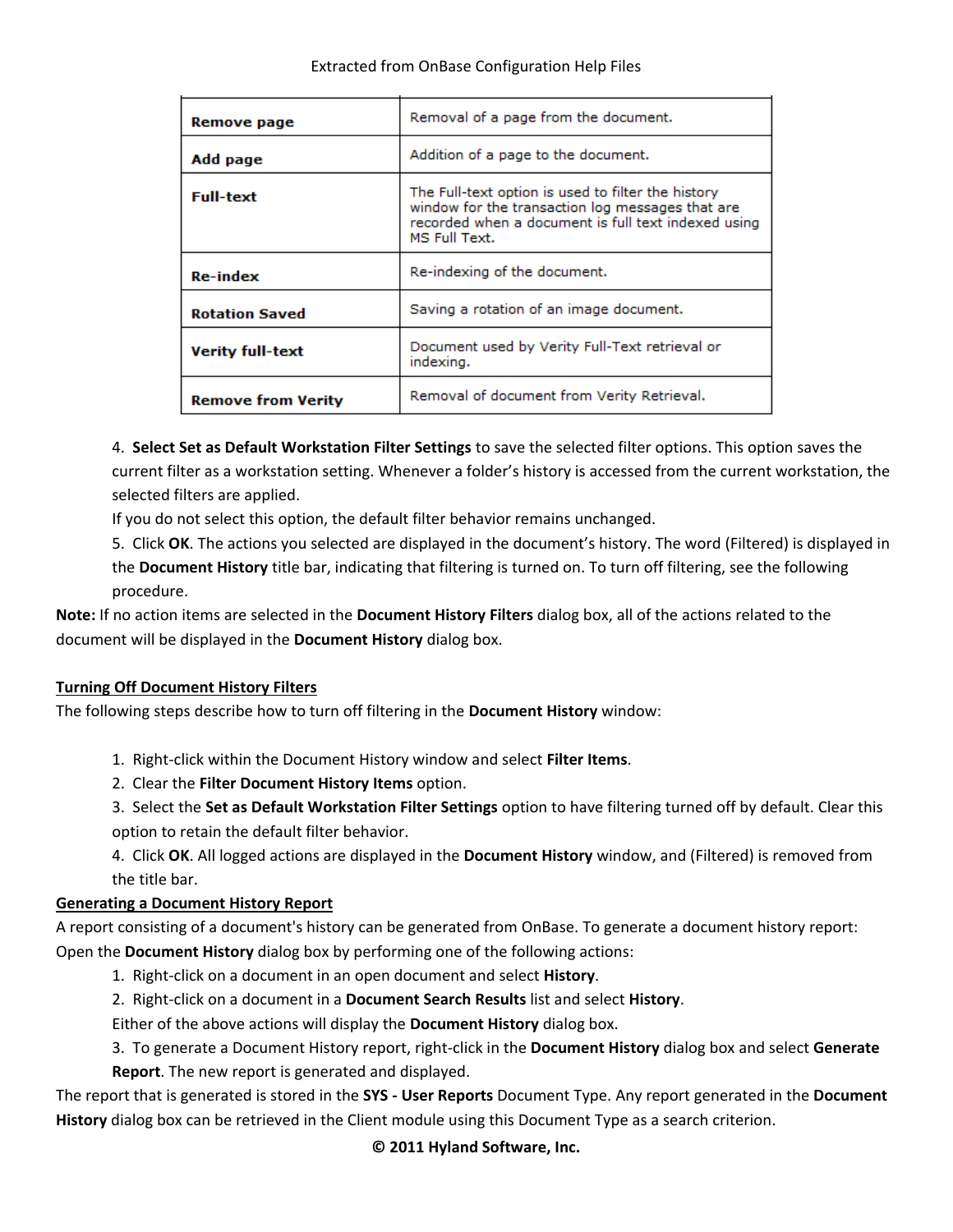| | |
|---|---|
| **Remove page** | Removal of a page from the document. |
| **Add page** | Addition of a page to the document. |
| **Full-text** | The Full-text option is used to filter the history window for the transaction log messages that are recorded when a document is full text indexed using MS Full Text. |
| **Re-index** | Re-indexing of the document. |
| **Rotation Saved** | Saving a rotation of an image document. |
| **Verity full-text** | Document used by Verity Full-Text retrieval or indexing. |
| **Remove from Verity** | Removal of document from Verity Retrieval. |

4. **Select Set as Default Workstation Filter Settings** to save the selected filter options. This option saves the current filter as a workstation setting. Whenever a folder's history is accessed from the current workstation, the selected filters are applied.
   If you do not select this option, the default filter behavior remains unchanged.
5. Click **OK**. The actions you selected are displayed in the document's history. The word (Filtered) is displayed in the **Document History** title bar, indicating that filtering is turned on. To turn off filtering, see the following procedure.

**Note:** If no action items are selected in the **Document History Filters** dialog box, all of the actions related to the document will be displayed in the **Document History** dialog box.

**Turning Off Document History Filters**

The following steps describe how to turn off filtering in the **Document History** window:

1. Right-click within the Document History window and select **Filter Items**.
2. Clear the **Filter Document History Items** option.
3. Select the **Set as Default Workstation Filter Settings** option to have filtering turned off by default. Clear this option to retain the default filter behavior.
4. Click **OK**. All logged actions are displayed in the **Document History** window, and (Filtered) is removed from the title bar.

**Generating a Document History Report**

A report consisting of a document's history can be generated from OnBase. To generate a document history report: Open the **Document History** dialog box by performing one of the following actions:

1. Right-click on a document in an open document and select **History**.
2. Right-click on a document in a **Document Search Results** list and select **History**.
   Either of the above actions will display the **Document History** dialog box.
3. To generate a Document History report, right-click in the **Document History** dialog box and select **Generate Report**. The new report is generated and displayed.

The report that is generated is stored in the **SYS - User Reports** Document Type. Any report generated in the **Document History** dialog box can be retrieved in the Client module using this Document Type as a search criterion.

**© 2011 Hyland Software, Inc.**